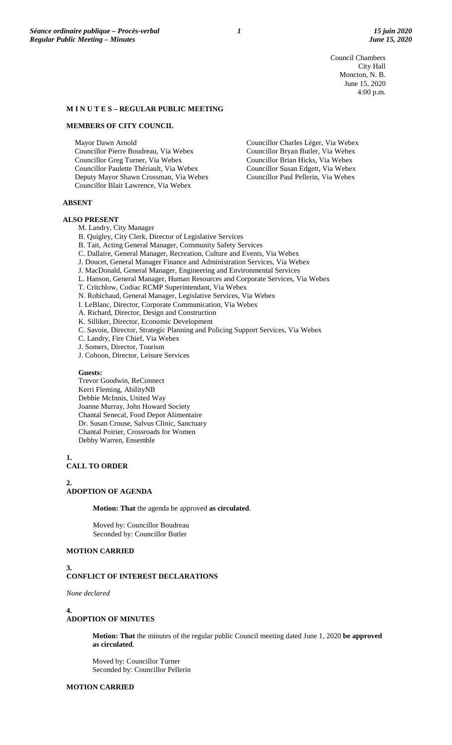Council Chambers
City Hall
Moncton, N. B.
June 15, 2020
4:00 p.m.

## M I N U T E S – REGULAR PUBLIC MEETING

### MEMBERS OF CITY COUNCIL

Mayor Dawn Arnold
Councillor Pierre Boudreau, Via Webex
Councillor Greg Turner, Via Webex
Councillor Paulette Thériault, Via Webex
Deputy Mayor Shawn Crossman, Via Webex
Councillor Blair Lawrence, Via Webex
Councillor Charles Léger, Via Webex
Councillor Bryan Butler, Via Webex
Councillor Brian Hicks, Via Webex
Councillor Susan Edgett, Via Webex
Councillor Paul Pellerin, Via Webex

### ABSENT

### ALSO PRESENT

M. Landry, City Manager
B. Quigley, City Clerk, Director of Legislative Services
B. Tait, Acting General Manager, Community Safety Services
C. Dallaire, General Manager, Recreation, Culture and Events, Via Webex
J. Doucet, General Manager Finance and Administration Services, Via Webex
J. MacDonald, General Manager, Engineering and Environmental Services
L. Hanson, General Manager, Human Resources and Corporate Services, Via Webex
T. Critchlow, Codiac RCMP Superintendant, Via Webex
N. Robichaud, General Manager, Legislative Services, Via Webex
I. LeBlanc, Director, Corporate Communication, Via Webex
A. Richard, Director, Design and Construction
K. Silliker, Director, Economic Development
C. Savoie, Director, Strategic Planning and Policing Support Services, Via Webex
C. Landry, Fire Chief, Via Webex
J. Somers, Director, Tourism
J. Cohoon, Director, Leisure Services

**Guests:**
Trevor Goodwin, ReConnect
Kerri Fleming, AbilityNB
Debbie McInnis, United Way
Joanne Murray, John Howard Society
Chantal Senecal, Food Depot Alimentaire
Dr. Susan Crouse, Salvus Clinic, Sanctuary
Chantal Poirier, Crossroads for Women
Debby Warren, Ensemble

## 1. CALL TO ORDER

## 2. ADOPTION OF AGENDA

**Motion: That** the agenda be approved **as circulated**.

Moved by: Councillor Boudreau
Seconded by: Councillor Butler

**MOTION CARRIED**

## 3. CONFLICT OF INTEREST DECLARATIONS

*None declared*

## 4. ADOPTION OF MINUTES

**Motion: That** the minutes of the regular public Council meeting dated June 1, 2020 **be approved as circulated**.

Moved by: Councillor Turner
Seconded by: Councillor Pellerin

**MOTION CARRIED**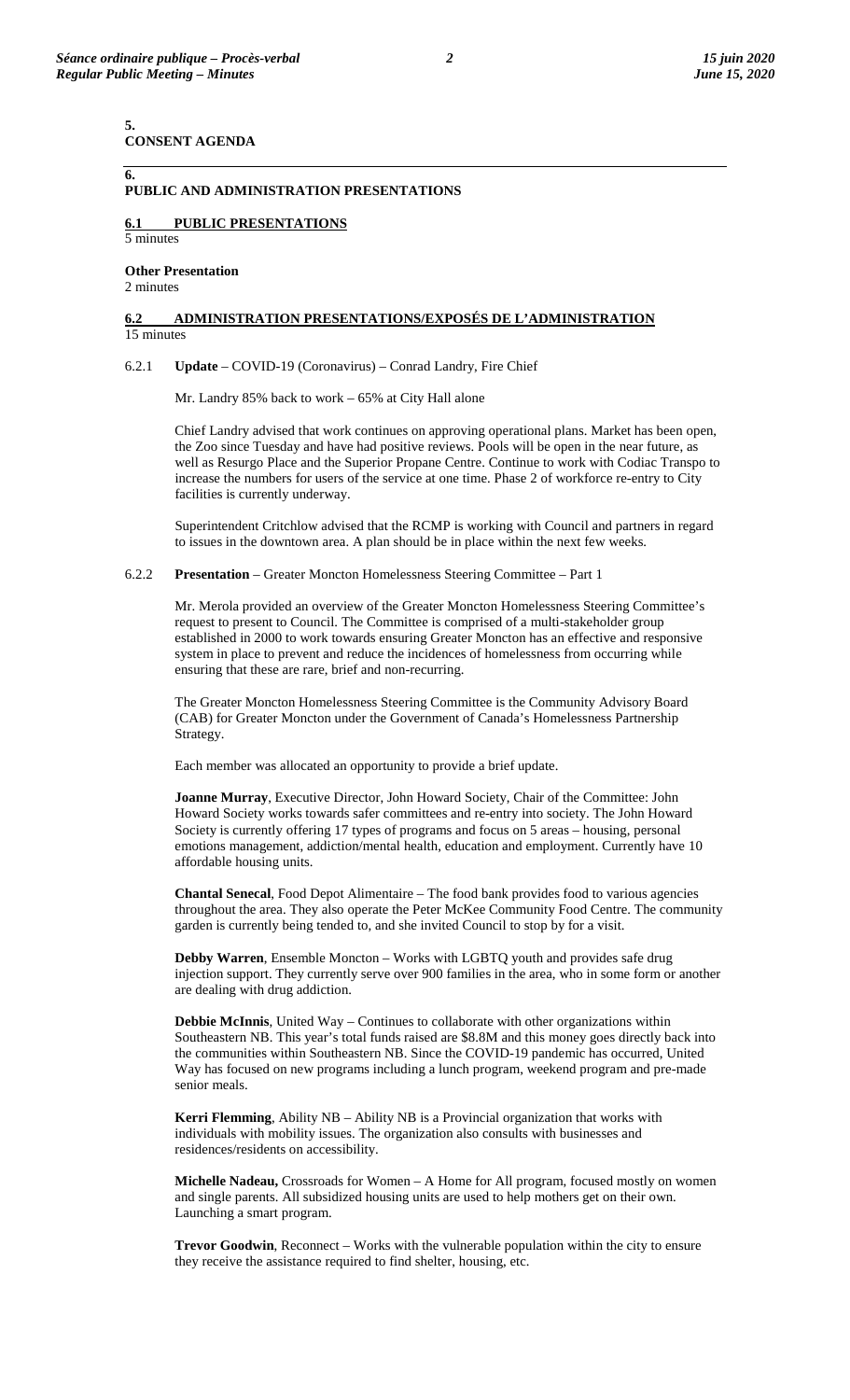**5.**
**CONSENT AGENDA**

---

**6.**
**PUBLIC AND ADMINISTRATION PRESENTATIONS**

**6.1 PUBLIC PRESENTATIONS**
5 minutes

**Other Presentation**
2 minutes

**6.2 ADMINISTRATION PRESENTATIONS/EXPOSÉS DE L'ADMINISTRATION**
15 minutes

6.2.1 **Update** – COVID-19 (Coronavirus) – Conrad Landry, Fire Chief

Mr. Landry 85% back to work – 65% at City Hall alone

Chief Landry advised that work continues on approving operational plans. Market has been open, the Zoo since Tuesday and have had positive reviews. Pools will be open in the near future, as well as Resurgo Place and the Superior Propane Centre. Continue to work with Codiac Transpo to increase the numbers for users of the service at one time. Phase 2 of workforce re-entry to City facilities is currently underway.

Superintendent Critchlow advised that the RCMP is working with Council and partners in regard to issues in the downtown area. A plan should be in place within the next few weeks.

6.2.2 **Presentation** – Greater Moncton Homelessness Steering Committee – Part 1

Mr. Merola provided an overview of the Greater Moncton Homelessness Steering Committee's request to present to Council. The Committee is comprised of a multi-stakeholder group established in 2000 to work towards ensuring Greater Moncton has an effective and responsive system in place to prevent and reduce the incidences of homelessness from occurring while ensuring that these are rare, brief and non-recurring.

The Greater Moncton Homelessness Steering Committee is the Community Advisory Board (CAB) for Greater Moncton under the Government of Canada's Homelessness Partnership Strategy.

Each member was allocated an opportunity to provide a brief update.

**Joanne Murray**, Executive Director, John Howard Society, Chair of the Committee: John Howard Society works towards safer committees and re-entry into society. The John Howard Society is currently offering 17 types of programs and focus on 5 areas – housing, personal emotions management, addiction/mental health, education and employment. Currently have 10 affordable housing units.

**Chantal Senecal**, Food Depot Alimentaire – The food bank provides food to various agencies throughout the area. They also operate the Peter McKee Community Food Centre. The community garden is currently being tended to, and she invited Council to stop by for a visit.

**Debby Warren**, Ensemble Moncton – Works with LGBTQ youth and provides safe drug injection support. They currently serve over 900 families in the area, who in some form or another are dealing with drug addiction.

**Debbie McInnis**, United Way – Continues to collaborate with other organizations within Southeastern NB. This year's total funds raised are \$8.8M and this money goes directly back into the communities within Southeastern NB. Since the COVID-19 pandemic has occurred, United Way has focused on new programs including a lunch program, weekend program and pre-made senior meals.

**Kerri Flemming**, Ability NB – Ability NB is a Provincial organization that works with individuals with mobility issues. The organization also consults with businesses and residences/residents on accessibility.

**Michelle Nadeau,** Crossroads for Women – A Home for All program, focused mostly on women and single parents. All subsidized housing units are used to help mothers get on their own. Launching a smart program.

**Trevor Goodwin**, Reconnect – Works with the vulnerable population within the city to ensure they receive the assistance required to find shelter, housing, etc.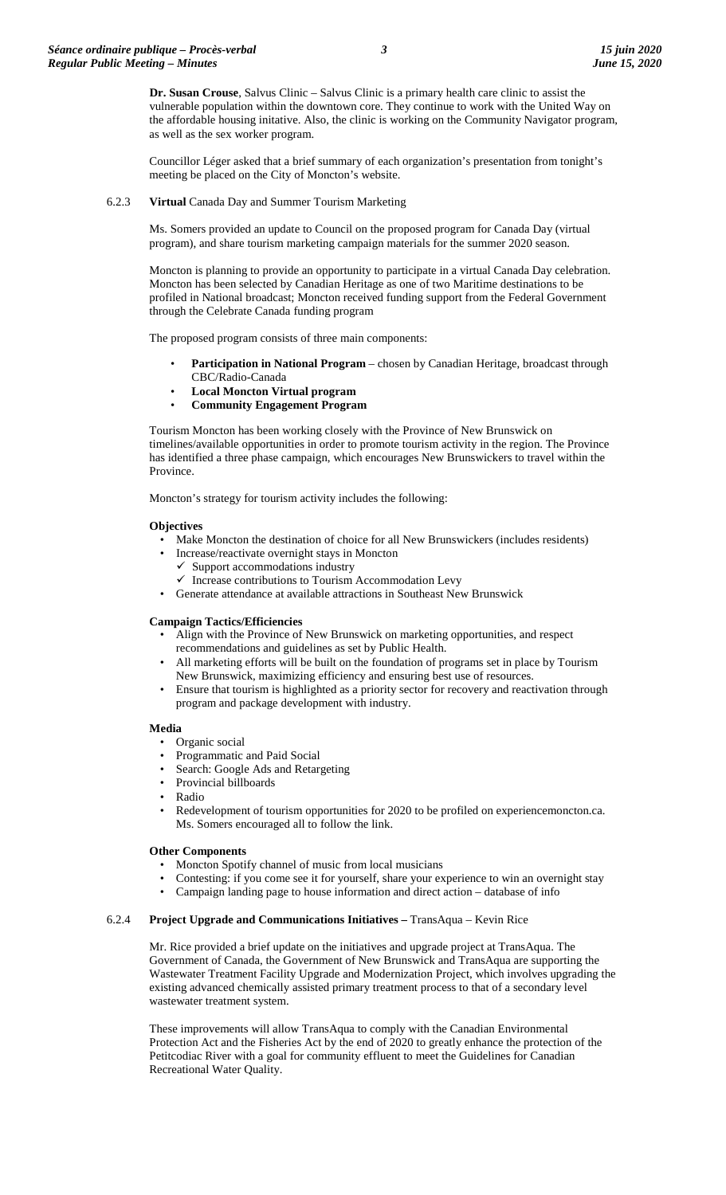**Dr. Susan Crouse**, Salvus Clinic – Salvus Clinic is a primary health care clinic to assist the vulnerable population within the downtown core. They continue to work with the United Way on the affordable housing initative. Also, the clinic is working on the Community Navigator program, as well as the sex worker program.

Councillor Léger asked that a brief summary of each organization's presentation from tonight's meeting be placed on the City of Moncton's website.

6.2.3 **Virtual** Canada Day and Summer Tourism Marketing

Ms. Somers provided an update to Council on the proposed program for Canada Day (virtual program), and share tourism marketing campaign materials for the summer 2020 season.

Moncton is planning to provide an opportunity to participate in a virtual Canada Day celebration. Moncton has been selected by Canadian Heritage as one of two Maritime destinations to be profiled in National broadcast; Moncton received funding support from the Federal Government through the Celebrate Canada funding program

The proposed program consists of three main components:

- **Participation in National Program** – chosen by Canadian Heritage, broadcast through CBC/Radio-Canada
- **Local Moncton Virtual program**
- **Community Engagement Program**

Tourism Moncton has been working closely with the Province of New Brunswick on timelines/available opportunities in order to promote tourism activity in the region. The Province has identified a three phase campaign, which encourages New Brunswickers to travel within the Province.

Moncton's strategy for tourism activity includes the following:

**Objectives**

- Make Moncton the destination of choice for all New Brunswickers (includes residents)
- Increase/reactivate overnight stays in Moncton
  - ✓ Support accommodations industry
  - ✓ Increase contributions to Tourism Accommodation Levy
- Generate attendance at available attractions in Southeast New Brunswick

**Campaign Tactics/Efficiencies**

- Align with the Province of New Brunswick on marketing opportunities, and respect recommendations and guidelines as set by Public Health.
- All marketing efforts will be built on the foundation of programs set in place by Tourism New Brunswick, maximizing efficiency and ensuring best use of resources.
- Ensure that tourism is highlighted as a priority sector for recovery and reactivation through program and package development with industry.

**Media**

- Organic social
- Programmatic and Paid Social
- Search: Google Ads and Retargeting
- Provincial billboards
- Radio
- Redevelopment of tourism opportunities for 2020 to be profiled on experiencemoncton.ca. Ms. Somers encouraged all to follow the link.

**Other Components**

- Moncton Spotify channel of music from local musicians
- Contesting: if you come see it for yourself, share your experience to win an overnight stay
- Campaign landing page to house information and direct action – database of info

6.2.4 **Project Upgrade and Communications Initiatives –** TransAqua – Kevin Rice

Mr. Rice provided a brief update on the initiatives and upgrade project at TransAqua. The Government of Canada, the Government of New Brunswick and TransAqua are supporting the Wastewater Treatment Facility Upgrade and Modernization Project, which involves upgrading the existing advanced chemically assisted primary treatment process to that of a secondary level wastewater treatment system.

These improvements will allow TransAqua to comply with the Canadian Environmental Protection Act and the Fisheries Act by the end of 2020 to greatly enhance the protection of the Petitcodiac River with a goal for community effluent to meet the Guidelines for Canadian Recreational Water Quality.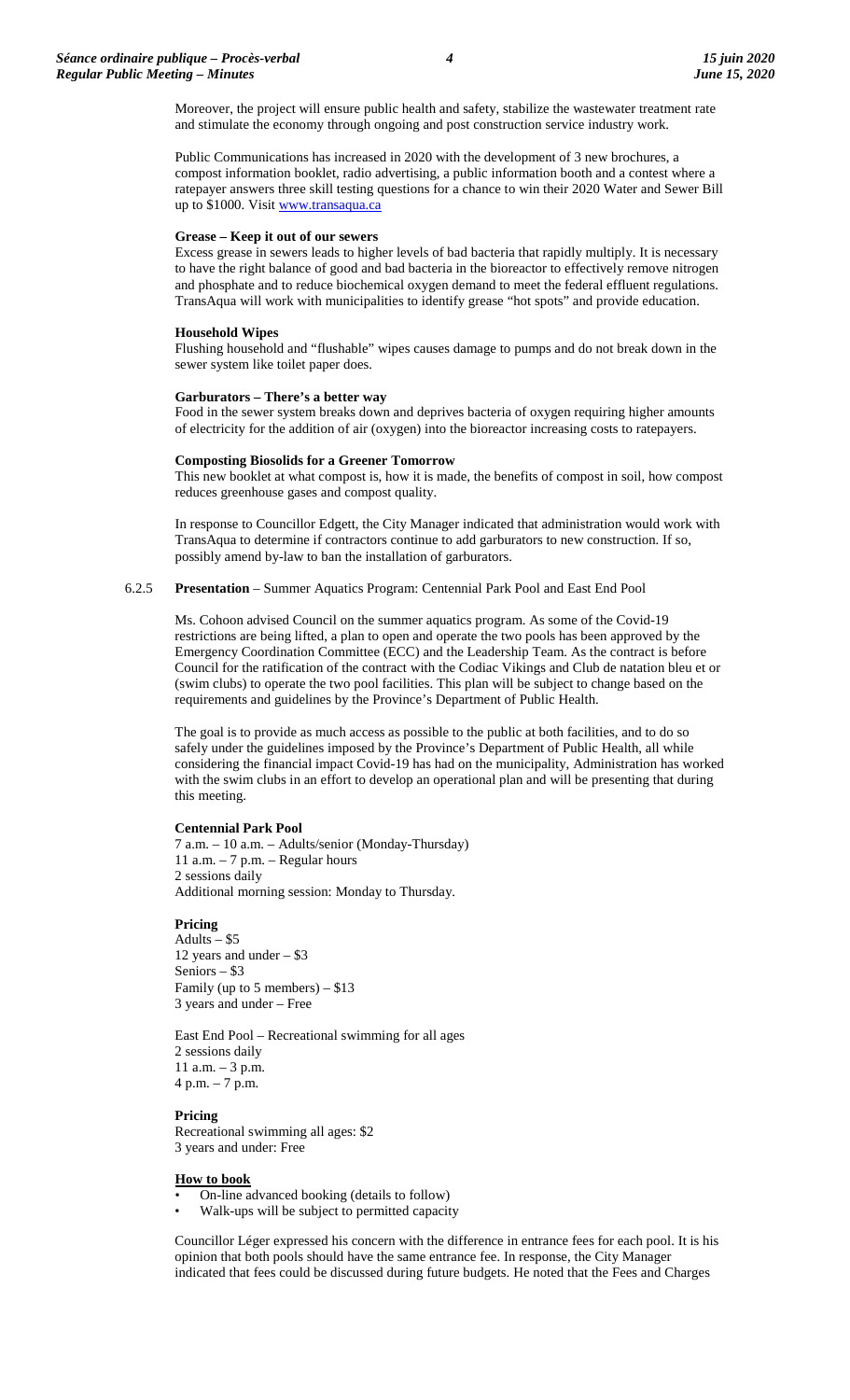Moreover, the project will ensure public health and safety, stabilize the wastewater treatment rate and stimulate the economy through ongoing and post construction service industry work.

Public Communications has increased in 2020 with the development of 3 new brochures, a compost information booklet, radio advertising, a public information booth and a contest where a ratepayer answers three skill testing questions for a chance to win their 2020 Water and Sewer Bill up to $1000. Visit www.transaqua.ca

**Grease – Keep it out of our sewers**
Excess grease in sewers leads to higher levels of bad bacteria that rapidly multiply. It is necessary to have the right balance of good and bad bacteria in the bioreactor to effectively remove nitrogen and phosphate and to reduce biochemical oxygen demand to meet the federal effluent regulations. TransAqua will work with municipalities to identify grease "hot spots" and provide education.

**Household Wipes**
Flushing household and "flushable" wipes causes damage to pumps and do not break down in the sewer system like toilet paper does.

**Garburators – There's a better way**
Food in the sewer system breaks down and deprives bacteria of oxygen requiring higher amounts of electricity for the addition of air (oxygen) into the bioreactor increasing costs to ratepayers.

**Composting Biosolids for a Greener Tomorrow**
This new booklet at what compost is, how it is made, the benefits of compost in soil, how compost reduces greenhouse gases and compost quality.

In response to Councillor Edgett, the City Manager indicated that administration would work with TransAqua to determine if contractors continue to add garburators to new construction. If so, possibly amend by-law to ban the installation of garburators.

6.2.5 **Presentation** – Summer Aquatics Program: Centennial Park Pool and East End Pool

Ms. Cohoon advised Council on the summer aquatics program. As some of the Covid-19 restrictions are being lifted, a plan to open and operate the two pools has been approved by the Emergency Coordination Committee (ECC) and the Leadership Team. As the contract is before Council for the ratification of the contract with the Codiac Vikings and Club de natation bleu et or (swim clubs) to operate the two pool facilities. This plan will be subject to change based on the requirements and guidelines by the Province's Department of Public Health.

The goal is to provide as much access as possible to the public at both facilities, and to do so safely under the guidelines imposed by the Province's Department of Public Health, all while considering the financial impact Covid-19 has had on the municipality, Administration has worked with the swim clubs in an effort to develop an operational plan and will be presenting that during this meeting.

**Centennial Park Pool**
7 a.m. – 10 a.m. – Adults/senior (Monday-Thursday)
11 a.m. – 7 p.m. – Regular hours
2 sessions daily
Additional morning session: Monday to Thursday.

**Pricing**
Adults – $5
12 years and under – $3
Seniors – $3
Family (up to 5 members) – $13
3 years and under – Free

East End Pool – Recreational swimming for all ages
2 sessions daily
11 a.m. – 3 p.m.
4 p.m. – 7 p.m.

**Pricing**
Recreational swimming all ages: $2
3 years and under: Free

**How to book**

- On-line advanced booking (details to follow)
- Walk-ups will be subject to permitted capacity

Councillor Léger expressed his concern with the difference in entrance fees for each pool. It is his opinion that both pools should have the same entrance fee. In response, the City Manager indicated that fees could be discussed during future budgets. He noted that the Fees and Charges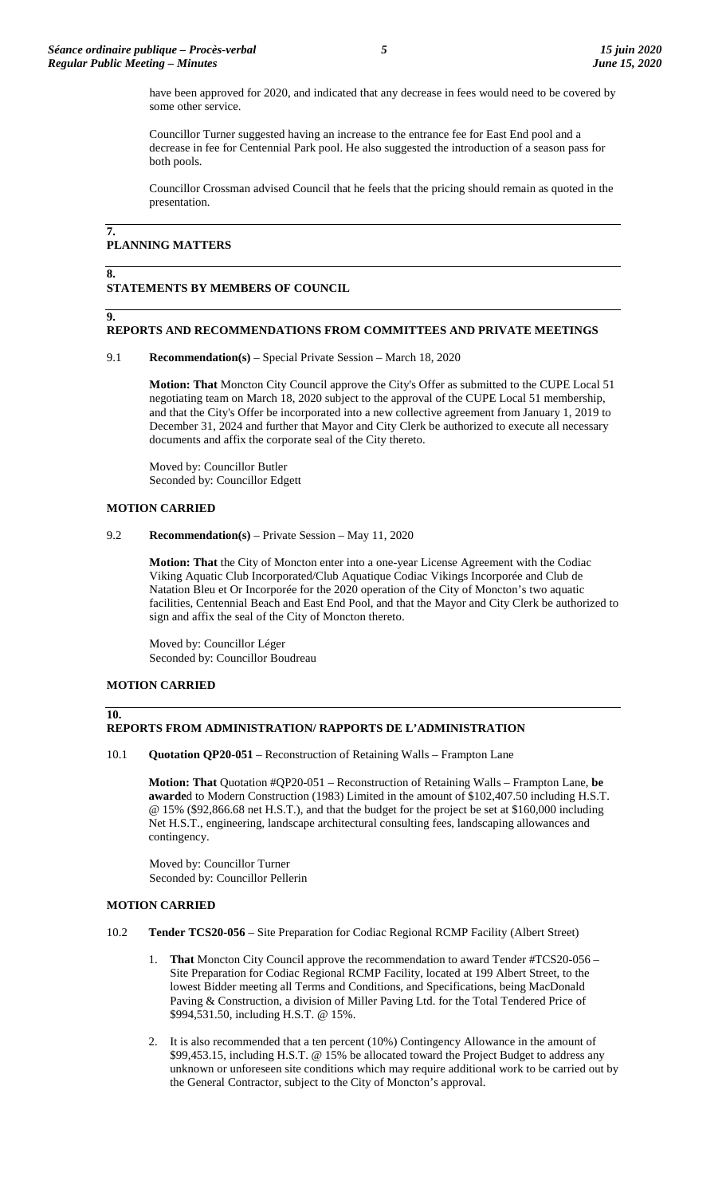have been approved for 2020, and indicated that any decrease in fees would need to be covered by some other service.

Councillor Turner suggested having an increase to the entrance fee for East End pool and a decrease in fee for Centennial Park pool. He also suggested the introduction of a season pass for both pools.

Councillor Crossman advised Council that he feels that the pricing should remain as quoted in the presentation.

## 7. PLANNING MATTERS

## 8. STATEMENTS BY MEMBERS OF COUNCIL

## 9. REPORTS AND RECOMMENDATIONS FROM COMMITTEES AND PRIVATE MEETINGS

9.1 **Recommendation(s)** – Special Private Session – March 18, 2020

**Motion: That** Moncton City Council approve the City's Offer as submitted to the CUPE Local 51 negotiating team on March 18, 2020 subject to the approval of the CUPE Local 51 membership, and that the City's Offer be incorporated into a new collective agreement from January 1, 2019 to December 31, 2024 and further that Mayor and City Clerk be authorized to execute all necessary documents and affix the corporate seal of the City thereto.

Moved by: Councillor Butler
Seconded by: Councillor Edgett

**MOTION CARRIED**

9.2 **Recommendation(s)** – Private Session – May 11, 2020

**Motion: That** the City of Moncton enter into a one-year License Agreement with the Codiac Viking Aquatic Club Incorporated/Club Aquatique Codiac Vikings Incorporée and Club de Natation Bleu et Or Incorporée for the 2020 operation of the City of Moncton's two aquatic facilities, Centennial Beach and East End Pool, and that the Mayor and City Clerk be authorized to sign and affix the seal of the City of Moncton thereto.

Moved by: Councillor Léger
Seconded by: Councillor Boudreau

**MOTION CARRIED**

## 10. REPORTS FROM ADMINISTRATION/ RAPPORTS DE L'ADMINISTRATION

10.1 **Quotation QP20-051** – Reconstruction of Retaining Walls – Frampton Lane

**Motion: That** Quotation #QP20-051 – Reconstruction of Retaining Walls – Frampton Lane, **be awarde**d to Modern Construction (1983) Limited in the amount of $102,407.50 including H.S.T. @ 15% ($92,866.68 net H.S.T.), and that the budget for the project be set at $160,000 including Net H.S.T., engineering, landscape architectural consulting fees, landscaping allowances and contingency.

Moved by: Councillor Turner
Seconded by: Councillor Pellerin

**MOTION CARRIED**

10.2 **Tender TCS20-056** – Site Preparation for Codiac Regional RCMP Facility (Albert Street)

1. **That** Moncton City Council approve the recommendation to award Tender #TCS20-056 – Site Preparation for Codiac Regional RCMP Facility, located at 199 Albert Street, to the lowest Bidder meeting all Terms and Conditions, and Specifications, being MacDonald Paving & Construction, a division of Miller Paving Ltd. for the Total Tendered Price of $994,531.50, including H.S.T. @ 15%.

2. It is also recommended that a ten percent (10%) Contingency Allowance in the amount of $99,453.15, including H.S.T. @ 15% be allocated toward the Project Budget to address any unknown or unforeseen site conditions which may require additional work to be carried out by the General Contractor, subject to the City of Moncton's approval.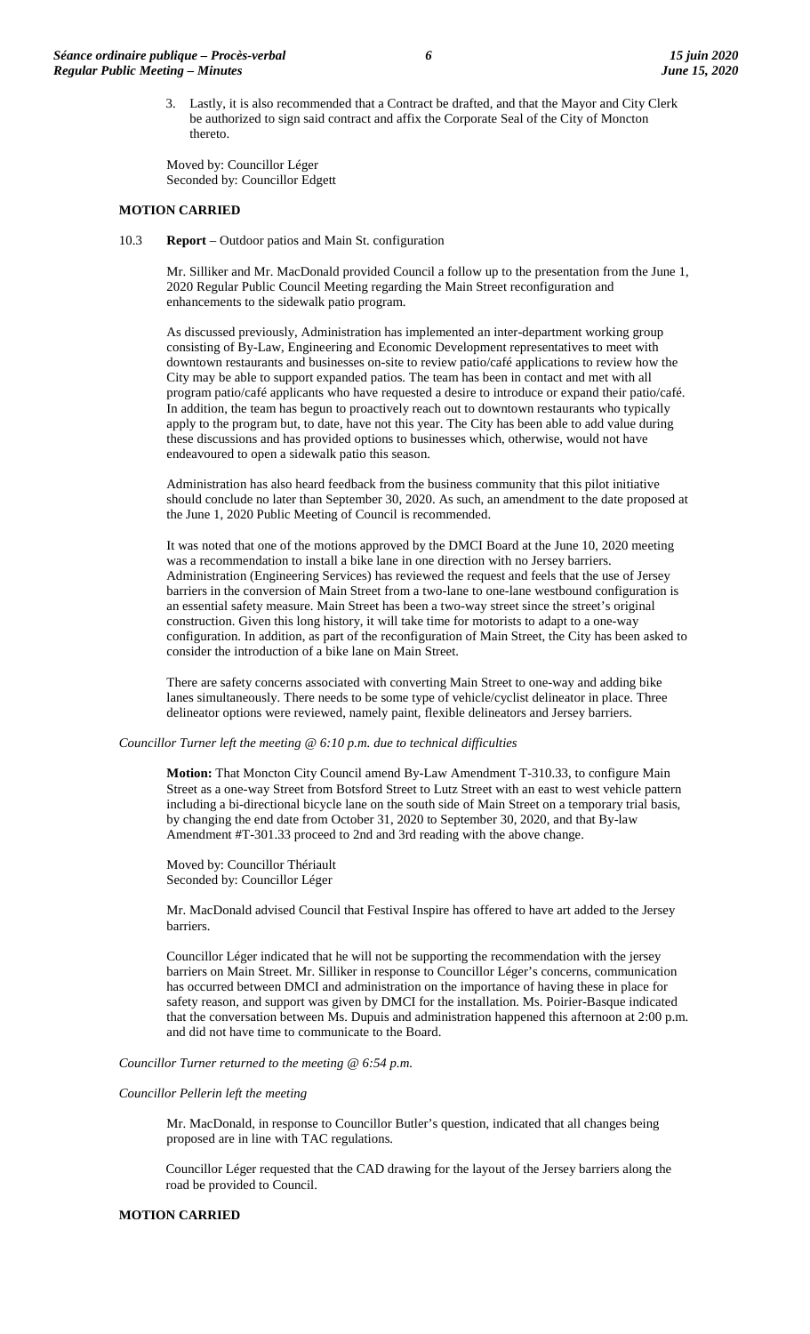3. Lastly, it is also recommended that a Contract be drafted, and that the Mayor and City Clerk be authorized to sign said contract and affix the Corporate Seal of the City of Moncton thereto.

Moved by: Councillor Léger
Seconded by: Councillor Edgett

**MOTION CARRIED**

10.3 **Report** – Outdoor patios and Main St. configuration

Mr. Silliker and Mr. MacDonald provided Council a follow up to the presentation from the June 1, 2020 Regular Public Council Meeting regarding the Main Street reconfiguration and enhancements to the sidewalk patio program.

As discussed previously, Administration has implemented an inter-department working group consisting of By-Law, Engineering and Economic Development representatives to meet with downtown restaurants and businesses on-site to review patio/café applications to review how the City may be able to support expanded patios. The team has been in contact and met with all program patio/café applicants who have requested a desire to introduce or expand their patio/café. In addition, the team has begun to proactively reach out to downtown restaurants who typically apply to the program but, to date, have not this year. The City has been able to add value during these discussions and has provided options to businesses which, otherwise, would not have endeavoured to open a sidewalk patio this season.

Administration has also heard feedback from the business community that this pilot initiative should conclude no later than September 30, 2020. As such, an amendment to the date proposed at the June 1, 2020 Public Meeting of Council is recommended.

It was noted that one of the motions approved by the DMCI Board at the June 10, 2020 meeting was a recommendation to install a bike lane in one direction with no Jersey barriers. Administration (Engineering Services) has reviewed the request and feels that the use of Jersey barriers in the conversion of Main Street from a two-lane to one-lane westbound configuration is an essential safety measure. Main Street has been a two-way street since the street's original construction. Given this long history, it will take time for motorists to adapt to a one-way configuration. In addition, as part of the reconfiguration of Main Street, the City has been asked to consider the introduction of a bike lane on Main Street.

There are safety concerns associated with converting Main Street to one-way and adding bike lanes simultaneously. There needs to be some type of vehicle/cyclist delineator in place. Three delineator options were reviewed, namely paint, flexible delineators and Jersey barriers.

*Councillor Turner left the meeting @ 6:10 p.m. due to technical difficulties*

**Motion:** That Moncton City Council amend By-Law Amendment T-310.33, to configure Main Street as a one-way Street from Botsford Street to Lutz Street with an east to west vehicle pattern including a bi-directional bicycle lane on the south side of Main Street on a temporary trial basis, by changing the end date from October 31, 2020 to September 30, 2020, and that By-law Amendment #T-301.33 proceed to 2nd and 3rd reading with the above change.

Moved by: Councillor Thériault
Seconded by: Councillor Léger

Mr. MacDonald advised Council that Festival Inspire has offered to have art added to the Jersey barriers.

Councillor Léger indicated that he will not be supporting the recommendation with the jersey barriers on Main Street. Mr. Silliker in response to Councillor Léger's concerns, communication has occurred between DMCI and administration on the importance of having these in place for safety reason, and support was given by DMCI for the installation. Ms. Poirier-Basque indicated that the conversation between Ms. Dupuis and administration happened this afternoon at 2:00 p.m. and did not have time to communicate to the Board.

*Councillor Turner returned to the meeting @ 6:54 p.m.*

*Councillor Pellerin left the meeting*

Mr. MacDonald, in response to Councillor Butler's question, indicated that all changes being proposed are in line with TAC regulations.

Councillor Léger requested that the CAD drawing for the layout of the Jersey barriers along the road be provided to Council.

**MOTION CARRIED**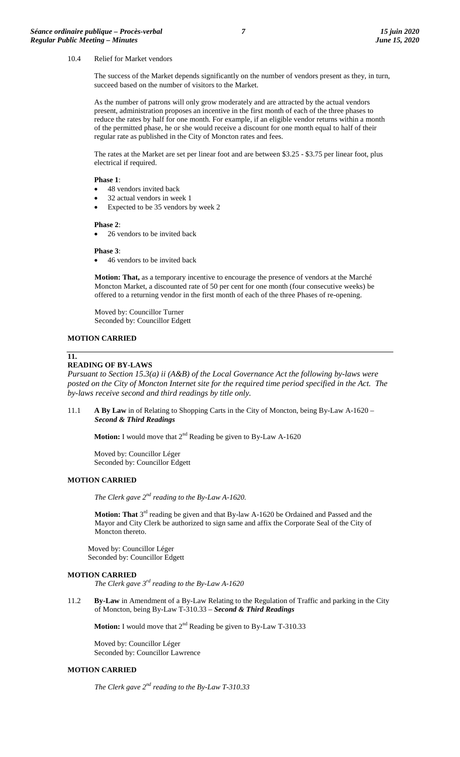10.4 Relief for Market vendors

The success of the Market depends significantly on the number of vendors present as they, in turn, succeed based on the number of visitors to the Market.

As the number of patrons will only grow moderately and are attracted by the actual vendors present, administration proposes an incentive in the first month of each of the three phases to reduce the rates by half for one month. For example, if an eligible vendor returns within a month of the permitted phase, he or she would receive a discount for one month equal to half of their regular rate as published in the City of Moncton rates and fees.

The rates at the Market are set per linear foot and are between $3.25 - $3.75 per linear foot, plus electrical if required.

**Phase 1**:

- 48 vendors invited back
- 32 actual vendors in week 1
- Expected to be 35 vendors by week 2

**Phase 2**:

- 26 vendors to be invited back

**Phase 3**:

- 46 vendors to be invited back

**Motion: That,** as a temporary incentive to encourage the presence of vendors at the Marché Moncton Market, a discounted rate of 50 per cent for one month (four consecutive weeks) be offered to a returning vendor in the first month of each of the three Phases of re-opening.

Moved by: Councillor Turner
Seconded by: Councillor Edgett

**MOTION CARRIED**

## 11. READING OF BY-LAWS

*Pursuant to Section 15.3(a) ii (A&B) of the Local Governance Act the following by-laws were posted on the City of Moncton Internet site for the required time period specified in the Act. The by-laws receive second and third readings by title only.*

11.1 **A By Law** in of Relating to Shopping Carts in the City of Moncton, being By-Law A-1620 – ***Second & Third Readings***

**Motion:** I would move that 2nd Reading be given to By-Law A-1620

Moved by: Councillor Léger
Seconded by: Councillor Edgett

**MOTION CARRIED**

*The Clerk gave 2nd reading to the By-Law A-1620.*

**Motion: That** 3rd reading be given and that By-law A-1620 be Ordained and Passed and the Mayor and City Clerk be authorized to sign same and affix the Corporate Seal of the City of Moncton thereto.

Moved by: Councillor Léger
Seconded by: Councillor Edgett

**MOTION CARRIED**

*The Clerk gave 3rd reading to the By-Law A-1620*

11.2 **By-Law** in Amendment of a By-Law Relating to the Regulation of Traffic and parking in the City of Moncton, being By-Law T-310.33 – ***Second & Third Readings***

**Motion:** I would move that 2nd Reading be given to By-Law T-310.33

Moved by: Councillor Léger
Seconded by: Councillor Lawrence

**MOTION CARRIED**

*The Clerk gave 2nd reading to the By-Law T-310.33*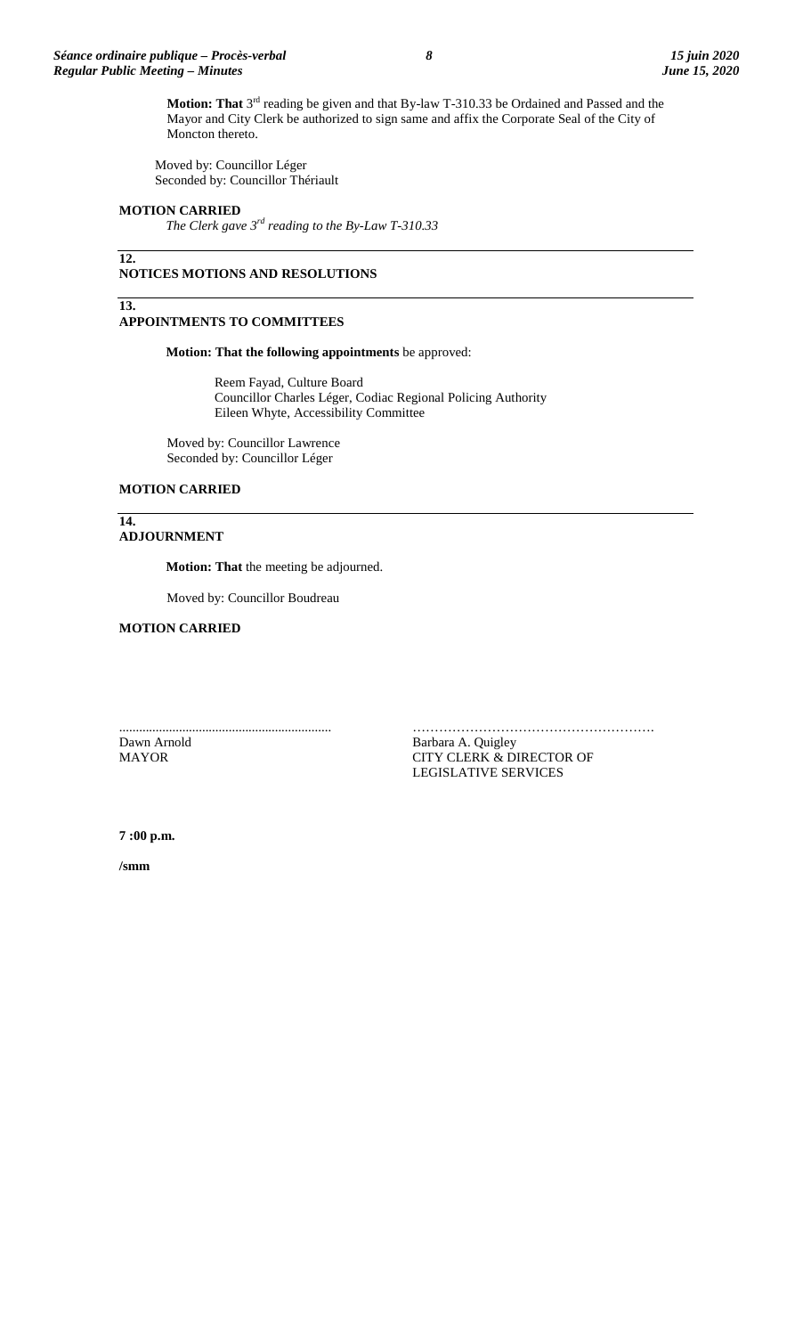**Motion: That** 3rd reading be given and that By-law T-310.33 be Ordained and Passed and the Mayor and City Clerk be authorized to sign same and affix the Corporate Seal of the City of Moncton thereto.

Moved by: Councillor Léger
Seconded by: Councillor Thériault

**MOTION CARRIED**

*The Clerk gave 3rd reading to the By-Law T-310.33*

## 12.
## NOTICES MOTIONS AND RESOLUTIONS

## 13.
## APPOINTMENTS TO COMMITTEES

**Motion: That the following appointments** be approved:

Reem Fayad, Culture Board
Councillor Charles Léger, Codiac Regional Policing Authority
Eileen Whyte, Accessibility Committee

Moved by: Councillor Lawrence
Seconded by: Councillor Léger

**MOTION CARRIED**

## 14.
## ADJOURNMENT

**Motion: That** the meeting be adjourned.

Moved by: Councillor Boudreau

**MOTION CARRIED**

...............................................................
Dawn Arnold
MAYOR

……………………………………………….
Barbara A. Quigley
CITY CLERK & DIRECTOR OF LEGISLATIVE SERVICES

**7 :00 p.m.**

**/smm**